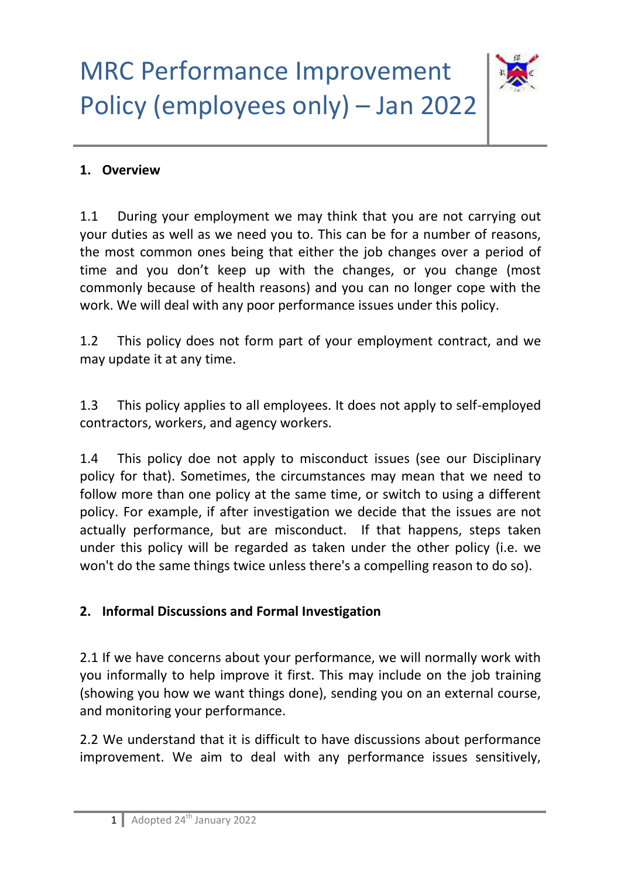# MRC Performance Improvement Policy (employees only) – Jan 2022

## 1. Overview

1.1 During your employment we may think that you are not carrying out your duties as well as we need you to. This can be for a number of reasons, the most common ones being that either the job changes over a period of time and you don't keep up with the changes, or you change (most commonly because of health reasons) and you can no longer cope with the work. We will deal with any poor performance issues under this policy.

1.2 This policy does not form part of your employment contract, and we may update it at any time.

1.3 This policy applies to all employees. It does not apply to self-employed contractors, workers, and agency workers.

1.4 This policy doe not apply to misconduct issues (see our Disciplinary policy for that). Sometimes, the circumstances may mean that we need to follow more than one policy at the same time, or switch to using a different policy. For example, if after investigation we decide that the issues are not actually performance, but are misconduct. If that happens, steps taken under this policy will be regarded as taken under the other policy (i.e. we won't do the same things twice unless there's a compelling reason to do so).

## 2. Informal Discussions and Formal Investigation

2.1 If we have concerns about your performance, we will normally work with you informally to help improve it first. This may include on the job training (showing you how we want things done), sending you on an external course, and monitoring your performance.

2.2 We understand that it is difficult to have discussions about performance improvement. We aim to deal with any performance issues sensitively,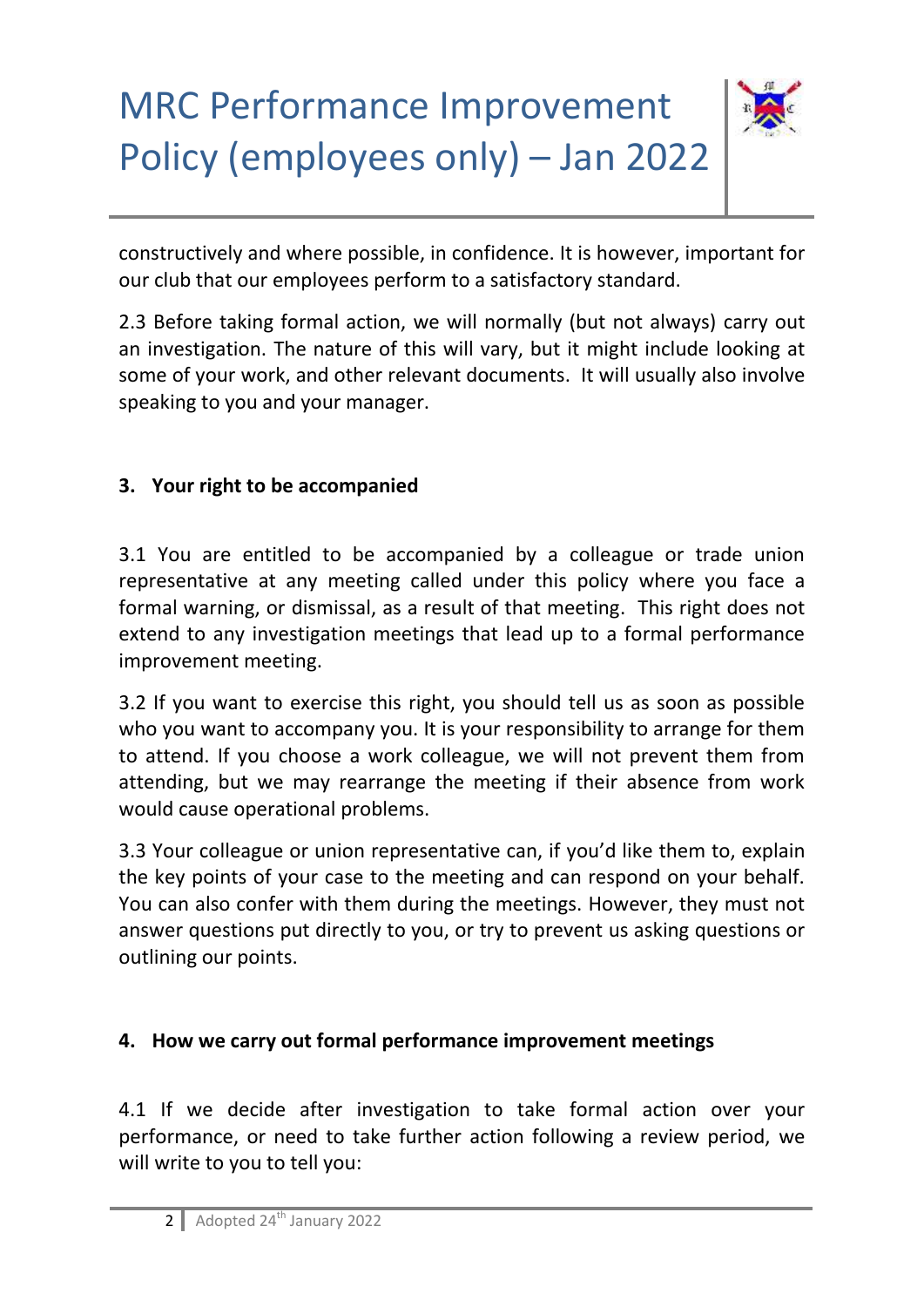constructively and where possible, in confidence. It is however, important for our club that our employees perform to a satisfactory standard.

2.3 Before taking formal action, we will normally (but not always) carry out an investigation. The nature of this will vary, but it might include looking at some of your work, and other relevant documents. It will usually also involve speaking to you and your manager.

## 3. Your right to be accompanied

3.1 You are entitled to be accompanied by a colleague or trade union representative at any meeting called under this policy where you face a formal warning, or dismissal, as a result of that meeting. This right does not extend to any investigation meetings that lead up to a formal performance improvement meeting.

3.2 If you want to exercise this right, you should tell us as soon as possible who you want to accompany you. It is your responsibility to arrange for them to attend. If you choose a work colleague, we will not prevent them from attending, but we may rearrange the meeting if their absence from work would cause operational problems.

3.3 Your colleague or union representative can, if you'd like them to, explain the key points of your case to the meeting and can respond on your behalf. You can also confer with them during the meetings. However, they must not answer questions put directly to you, or try to prevent us asking questions or outlining our points.

## 4. How we carry out formal performance improvement meetings

4.1 If we decide after investigation to take formal action over your performance, or need to take further action following a review period, we will write to you to tell you: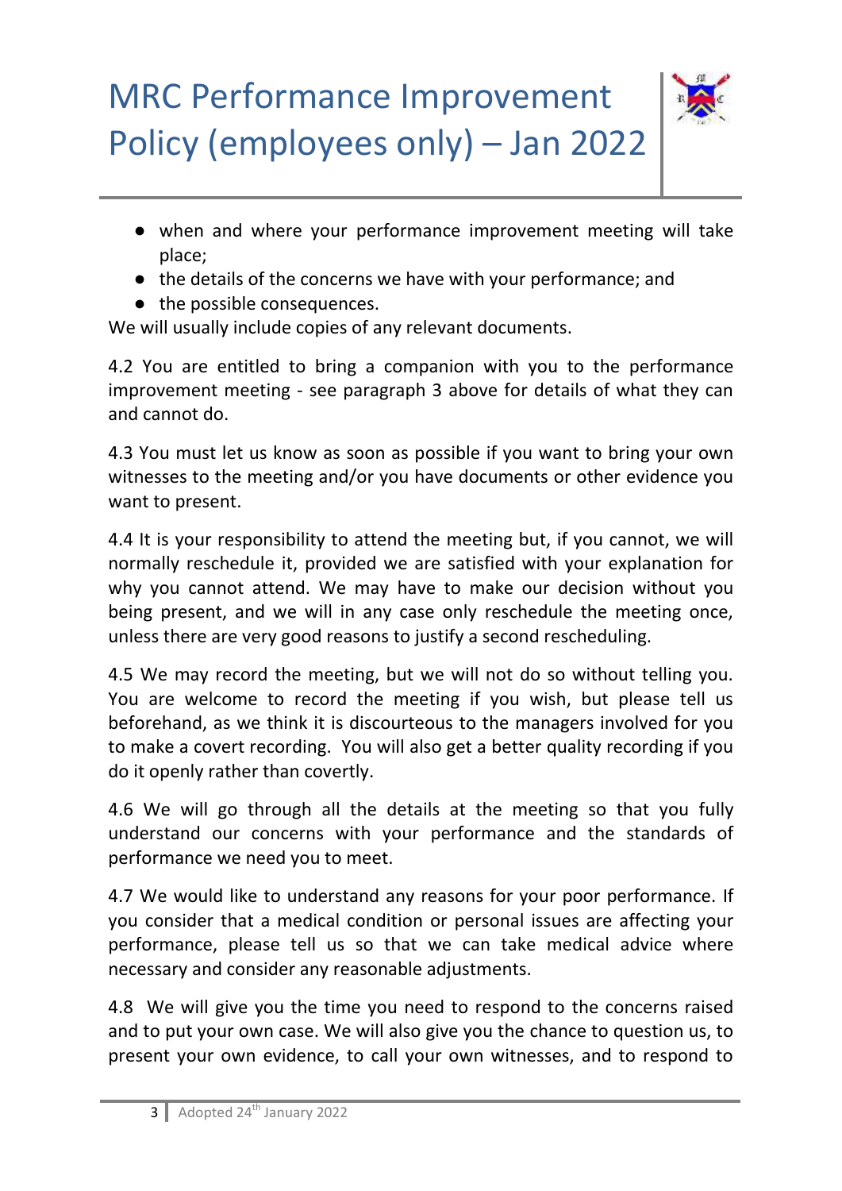- when and where your performance improvement meeting will take place;
- the details of the concerns we have with your performance; and
- the possible consequences.

We will usually include copies of any relevant documents.

4.2 You are entitled to bring a companion with you to the performance improvement meeting - see paragraph 3 above for details of what they can and cannot do.

4.3 You must let us know as soon as possible if you want to bring your own witnesses to the meeting and/or you have documents or other evidence you want to present.

4.4 It is your responsibility to attend the meeting but, if you cannot, we will normally reschedule it, provided we are satisfied with your explanation for why you cannot attend. We may have to make our decision without you being present, and we will in any case only reschedule the meeting once, unless there are very good reasons to justify a second rescheduling.

4.5 We may record the meeting, but we will not do so without telling you. You are welcome to record the meeting if you wish, but please tell us beforehand, as we think it is discourteous to the managers involved for you to make a covert recording. You will also get a better quality recording if you do it openly rather than covertly.

4.6 We will go through all the details at the meeting so that you fully understand our concerns with your performance and the standards of performance we need you to meet.

4.7 We would like to understand any reasons for your poor performance. If you consider that a medical condition or personal issues are affecting your performance, please tell us so that we can take medical advice where necessary and consider any reasonable adjustments.

4.8 We will give you the time you need to respond to the concerns raised and to put your own case. We will also give you the chance to question us, to present your own evidence, to call your own witnesses, and to respond to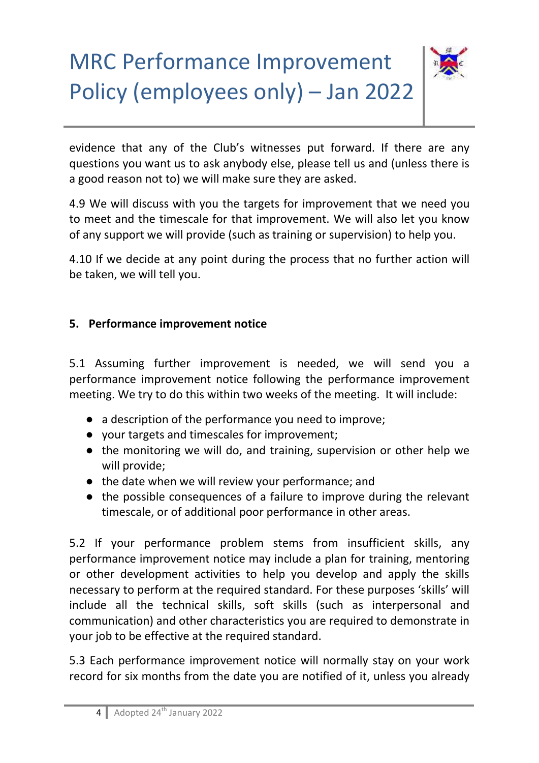evidence that any of the Club's witnesses put forward. If there are any questions you want us to ask anybody else, please tell us and (unless there is a good reason not to) we will make sure they are asked.

4.9 We will discuss with you the targets for improvement that we need you to meet and the timescale for that improvement. We will also let you know of any support we will provide (such as training or supervision) to help you.

4.10 If we decide at any point during the process that no further action will be taken, we will tell you.

## 5. Performance improvement notice

5.1 Assuming further improvement is needed, we will send you a performance improvement notice following the performance improvement meeting. We try to do this within two weeks of the meeting. It will include:

- a description of the performance you need to improve;
- your targets and timescales for improvement;
- the monitoring we will do, and training, supervision or other help we will provide;
- the date when we will review your performance; and
- the possible consequences of a failure to improve during the relevant timescale, or of additional poor performance in other areas.

5.2 If your performance problem stems from insufficient skills, any performance improvement notice may include a plan for training, mentoring or other development activities to help you develop and apply the skills necessary to perform at the required standard. For these purposes 'skills' will include all the technical skills, soft skills (such as interpersonal and communication) and other characteristics you are required to demonstrate in your job to be effective at the required standard.

5.3 Each performance improvement notice will normally stay on your work record for six months from the date you are notified of it, unless you already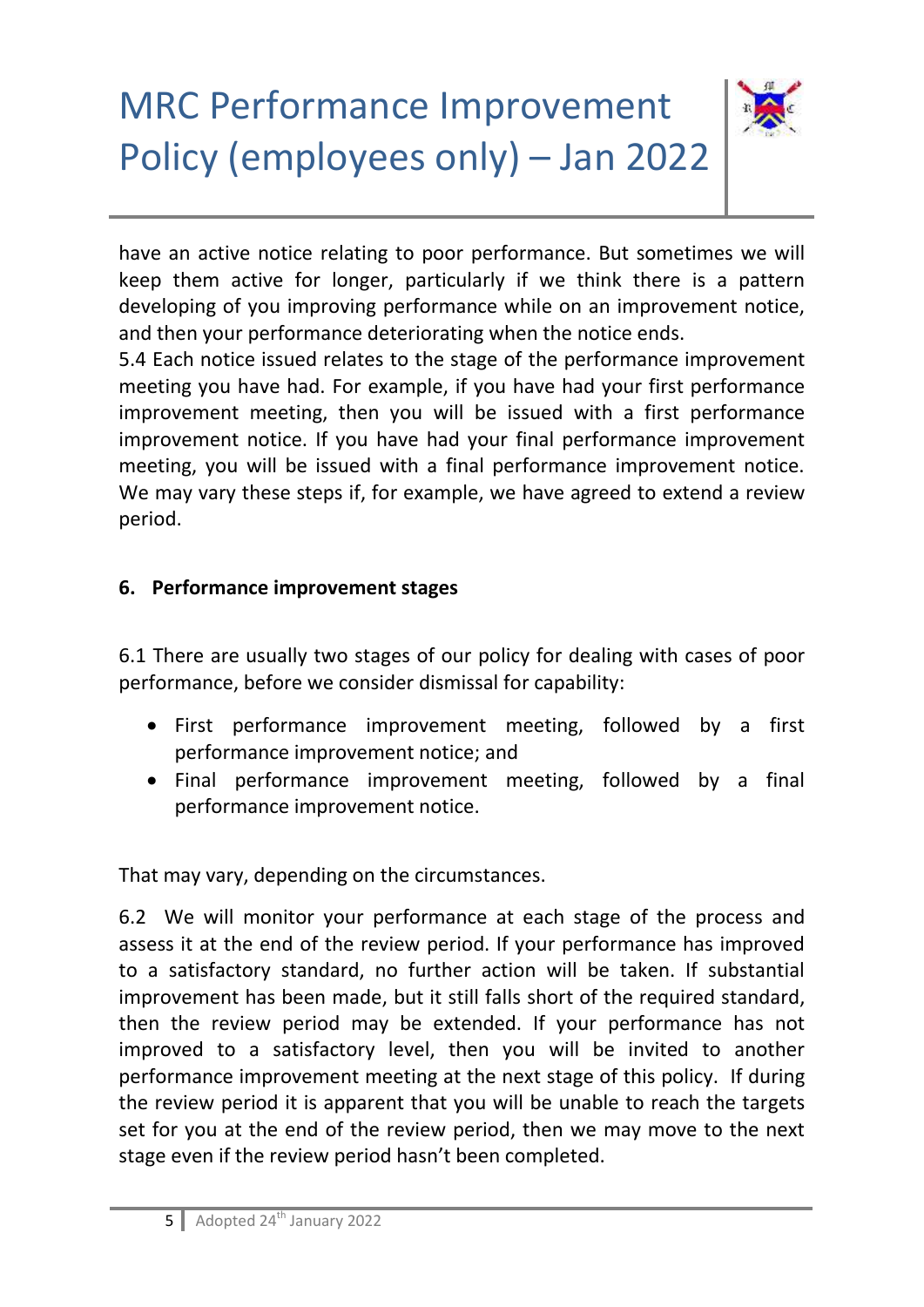have an active notice relating to poor performance. But sometimes we will keep them active for longer, particularly if we think there is a pattern developing of you improving performance while on an improvement notice, and then your performance deteriorating when the notice ends.

5.4 Each notice issued relates to the stage of the performance improvement meeting you have had. For example, if you have had your first performance improvement meeting, then you will be issued with a first performance improvement notice. If you have had your final performance improvement meeting, you will be issued with a final performance improvement notice. We may vary these steps if, for example, we have agreed to extend a review period.

## 6. Performance improvement stages

6.1 There are usually two stages of our policy for dealing with cases of poor performance, before we consider dismissal for capability:

- First performance improvement meeting, followed by a first performance improvement notice; and
- Final performance improvement meeting, followed by a final performance improvement notice.

That may vary, depending on the circumstances.

6.2 We will monitor your performance at each stage of the process and assess it at the end of the review period. If your performance has improved to a satisfactory standard, no further action will be taken. If substantial improvement has been made, but it still falls short of the required standard, then the review period may be extended. If your performance has not improved to a satisfactory level, then you will be invited to another performance improvement meeting at the next stage of this policy. If during the review period it is apparent that you will be unable to reach the targets set for you at the end of the review period, then we may move to the next stage even if the review period hasn't been completed.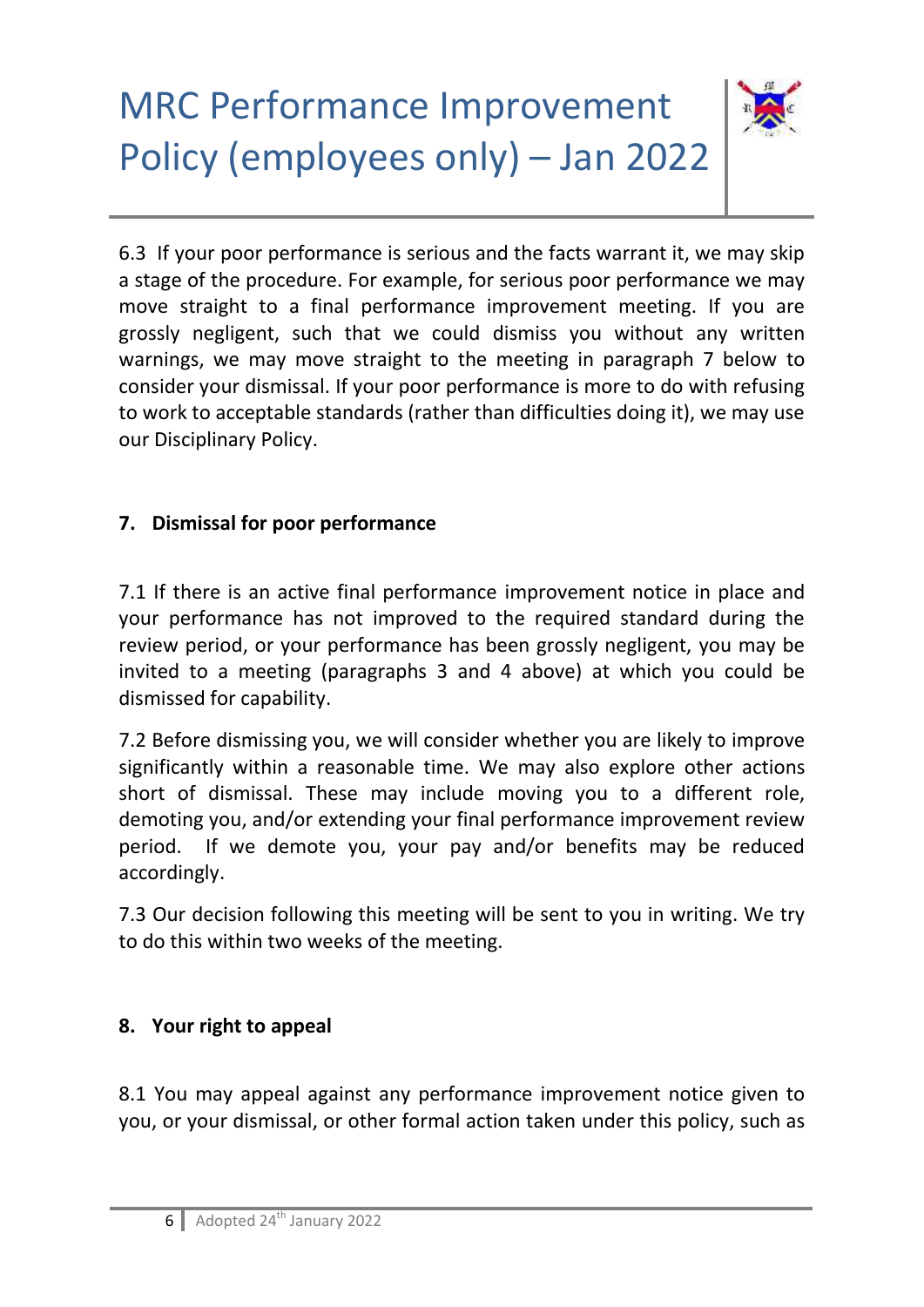6.3 If your poor performance is serious and the facts warrant it, we may skip a stage of the procedure. For example, for serious poor performance we may move straight to a final performance improvement meeting. If you are grossly negligent, such that we could dismiss you without any written warnings, we may move straight to the meeting in paragraph 7 below to consider your dismissal. If your poor performance is more to do with refusing to work to acceptable standards (rather than difficulties doing it), we may use our Disciplinary Policy.

**7. Dismissal for poor performance**

7.1 If there is an active final performance improvement notice in place and your performance has not improved to the required standard during the review period, or your performance has been grossly negligent, you may be invited to a meeting (paragraphs 3 and 4 above) at which you could be dismissed for capability.

7.2 Before dismissing you, we will consider whether you are likely to improve significantly within a reasonable time. We may also explore other actions short of dismissal. These may include moving you to a different role, demoting you, and/or extending your final performance improvement review period. If we demote you, your pay and/or benefits may be reduced accordingly.

7.3 Our decision following this meeting will be sent to you in writing. We try to do this within two weeks of the meeting.

**8. Your right to appeal**

8.1 You may appeal against any performance improvement notice given to you, or your dismissal, or other formal action taken under this policy, such as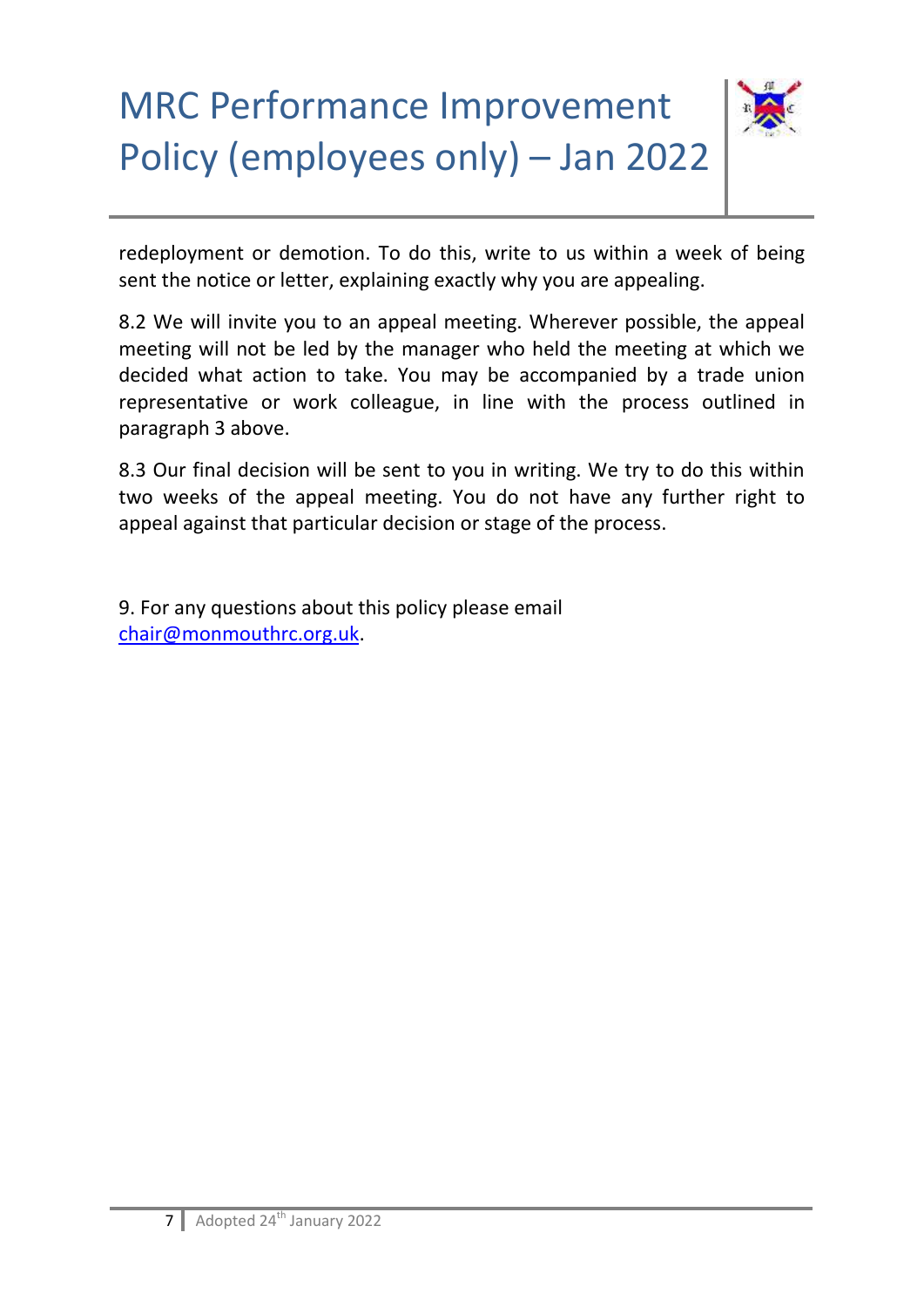redeployment or demotion. To do this, write to us within a week of being sent the notice or letter, explaining exactly why you are appealing.

8.2 We will invite you to an appeal meeting. Wherever possible, the appeal meeting will not be led by the manager who held the meeting at which we decided what action to take. You may be accompanied by a trade union representative or work colleague, in line with the process outlined in paragraph 3 above.

8.3 Our final decision will be sent to you in writing. We try to do this within two weeks of the appeal meeting. You do not have any further right to appeal against that particular decision or stage of the process.

9. For any questions about this policy please email [chair@monmouthrc.org.uk](mailto:chair@monmouthrc.org.uk).